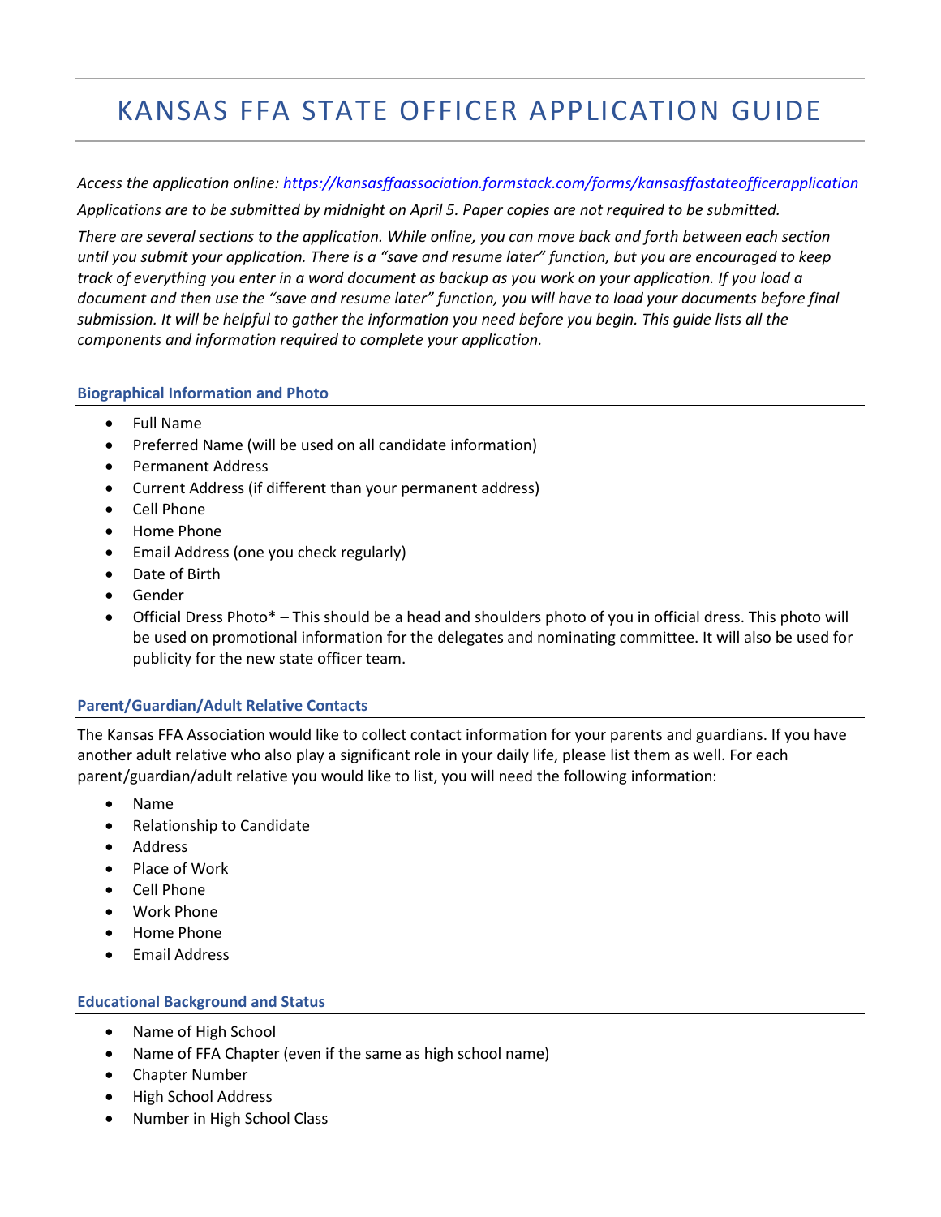# KANSAS FFA STATE OFFICER APPLICATION GUIDE

*Access the application online: https://kansasffaassociation.formstack.com/forms/kansasffastateofficerapplication*

*Applications are to be submitted by midnight on April 5. Paper copies are not required to be submitted.*

*There are several sections to the application. While online, you can move back and forth between each section until you submit your application. There is a "save and resume later" function, but you are encouraged to keep track of everything you enter in a word document as backup as you work on your application. If you load a document and then use the "save and resume later" function, you will have to load your documents before final submission. It will be helpful to gather the information you need before you begin. This guide lists all the components and information required to complete your application.*

## Biographical Information and Photo

- Full Name
- Preferred Name (will be used on all candidate information)
- Permanent Address
- Current Address (if different than your permanent address)
- Cell Phone
- Home Phone
- Email Address (one you check regularly)
- Date of Birth
- Gender
- Official Dress Photo* – This should be a head and shoulders photo of you in official dress. This photo will be used on promotional information for the delegates and nominating committee. It will also be used for publicity for the new state officer team.

## Parent/Guardian/Adult Relative Contacts

The Kansas FFA Association would like to collect contact information for your parents and guardians. If you have another adult relative who also play a significant role in your daily life, please list them as well. For each parent/guardian/adult relative you would like to list, you will need the following information:

- Name
- Relationship to Candidate
- Address
- Place of Work
- Cell Phone
- Work Phone
- Home Phone
- Email Address

## Educational Background and Status

- Name of High School
- Name of FFA Chapter (even if the same as high school name)
- Chapter Number
- High School Address
- Number in High School Class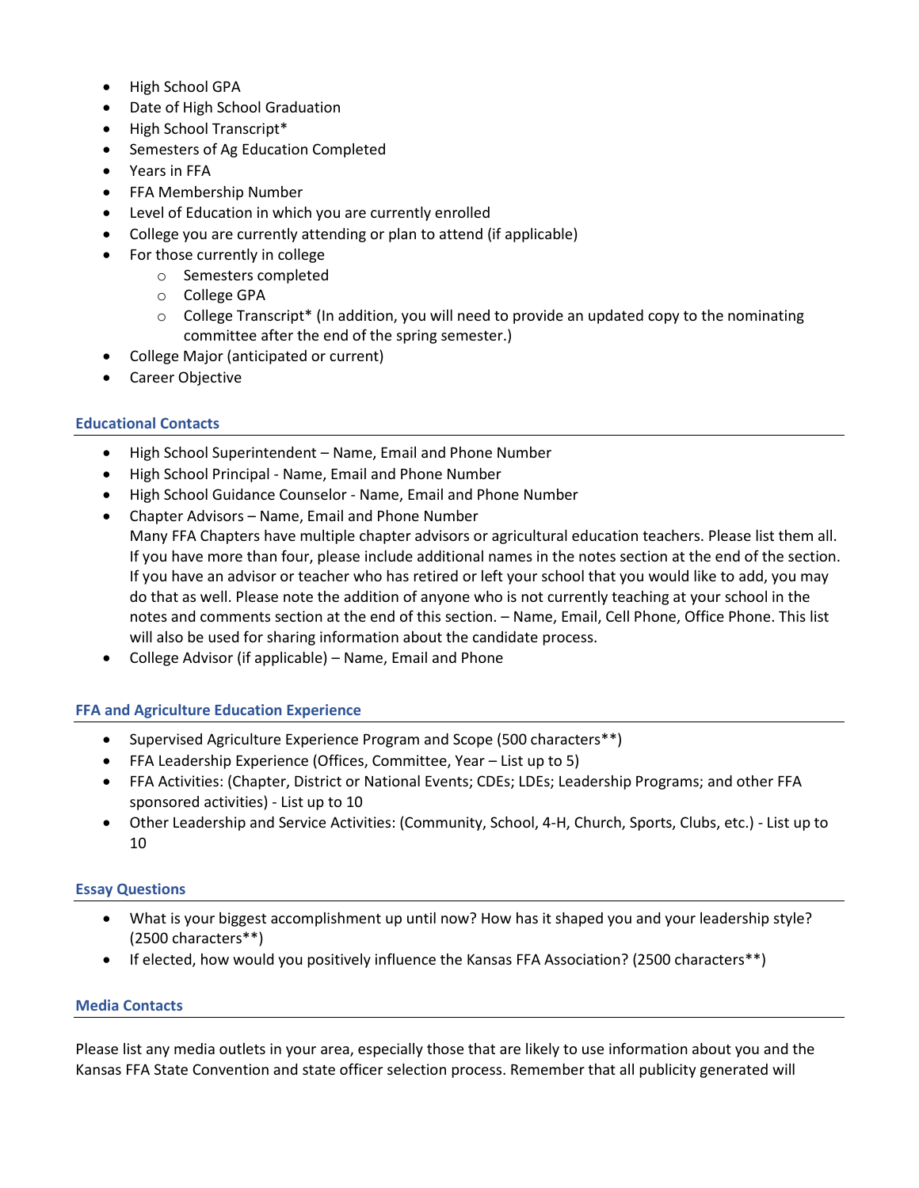- High School GPA
- Date of High School Graduation
- High School Transcript*
- Semesters of Ag Education Completed
- Years in FFA
- FFA Membership Number
- Level of Education in which you are currently enrolled
- College you are currently attending or plan to attend (if applicable)
- For those currently in college
  - Semesters completed
  - College GPA
  - College Transcript* (In addition, you will need to provide an updated copy to the nominating committee after the end of the spring semester.)
- College Major (anticipated or current)
- Career Objective

## Educational Contacts

- High School Superintendent – Name, Email and Phone Number
- High School Principal - Name, Email and Phone Number
- High School Guidance Counselor - Name, Email and Phone Number
- Chapter Advisors – Name, Email and Phone Number
  Many FFA Chapters have multiple chapter advisors or agricultural education teachers. Please list them all. If you have more than four, please include additional names in the notes section at the end of the section. If you have an advisor or teacher who has retired or left your school that you would like to add, you may do that as well. Please note the addition of anyone who is not currently teaching at your school in the notes and comments section at the end of this section. – Name, Email, Cell Phone, Office Phone. This list will also be used for sharing information about the candidate process.
- College Advisor (if applicable) – Name, Email and Phone

## FFA and Agriculture Education Experience

- Supervised Agriculture Experience Program and Scope (500 characters**)
- FFA Leadership Experience (Offices, Committee, Year – List up to 5)
- FFA Activities: (Chapter, District or National Events; CDEs; LDEs; Leadership Programs; and other FFA sponsored activities) - List up to 10
- Other Leadership and Service Activities: (Community, School, 4-H, Church, Sports, Clubs, etc.) - List up to 10

## Essay Questions

- What is your biggest accomplishment up until now? How has it shaped you and your leadership style? (2500 characters**)
- If elected, how would you positively influence the Kansas FFA Association? (2500 characters**)

## Media Contacts

Please list any media outlets in your area, especially those that are likely to use information about you and the Kansas FFA State Convention and state officer selection process. Remember that all publicity generated will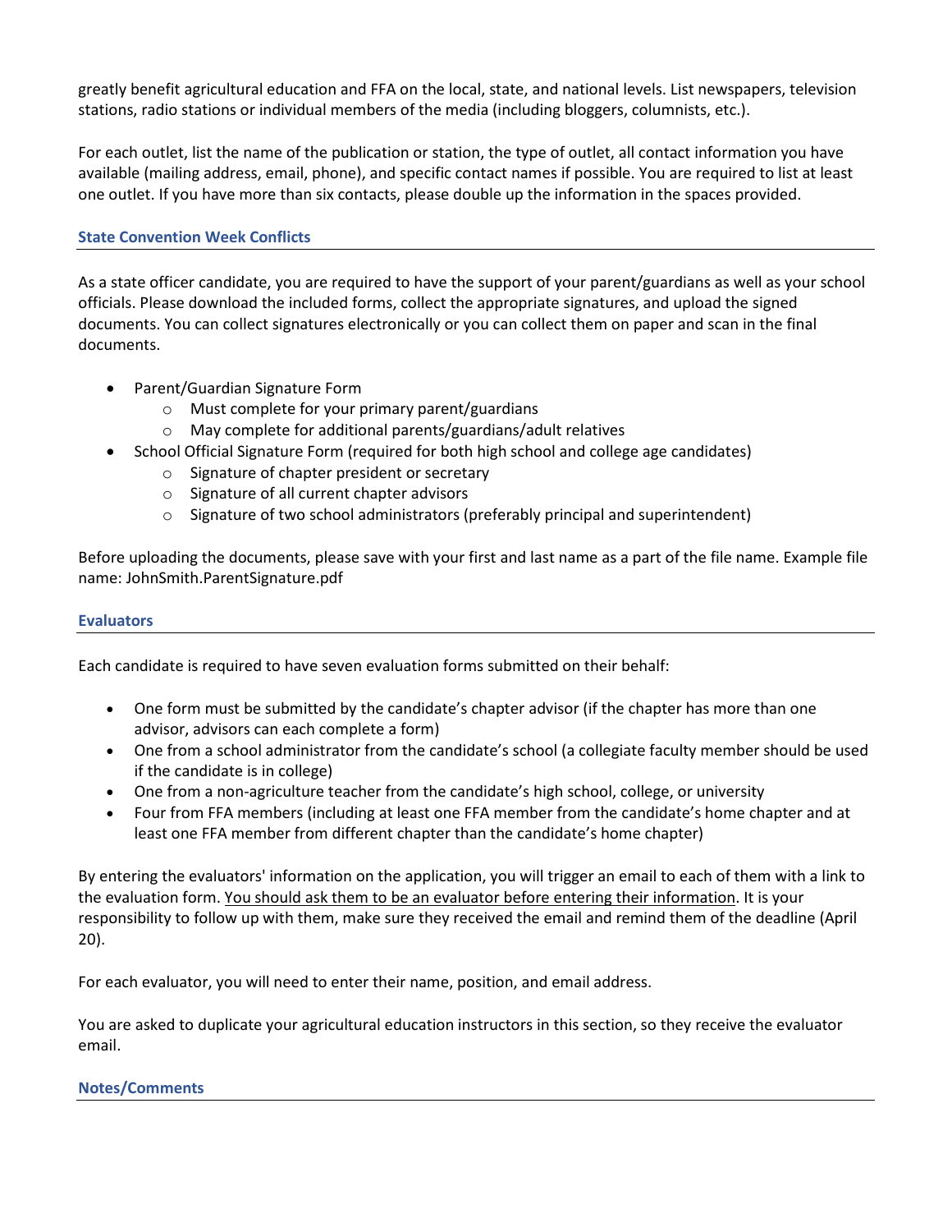greatly benefit agricultural education and FFA on the local, state, and national levels. List newspapers, television stations, radio stations or individual members of the media (including bloggers, columnists, etc.).

For each outlet, list the name of the publication or station, the type of outlet, all contact information you have available (mailing address, email, phone), and specific contact names if possible. You are required to list at least one outlet. If you have more than six contacts, please double up the information in the spaces provided.

## State Convention Week Conflicts

As a state officer candidate, you are required to have the support of your parent/guardians as well as your school officials. Please download the included forms, collect the appropriate signatures, and upload the signed documents. You can collect signatures electronically or you can collect them on paper and scan in the final documents.

- Parent/Guardian Signature Form
  - Must complete for your primary parent/guardians
  - May complete for additional parents/guardians/adult relatives
- School Official Signature Form (required for both high school and college age candidates)
  - Signature of chapter president or secretary
  - Signature of all current chapter advisors
  - Signature of two school administrators (preferably principal and superintendent)

Before uploading the documents, please save with your first and last name as a part of the file name. Example file name: JohnSmith.ParentSignature.pdf

## Evaluators

Each candidate is required to have seven evaluation forms submitted on their behalf:

- One form must be submitted by the candidate's chapter advisor (if the chapter has more than one advisor, advisors can each complete a form)
- One from a school administrator from the candidate's school (a collegiate faculty member should be used if the candidate is in college)
- One from a non-agriculture teacher from the candidate's high school, college, or university
- Four from FFA members (including at least one FFA member from the candidate's home chapter and at least one FFA member from different chapter than the candidate's home chapter)

By entering the evaluators' information on the application, you will trigger an email to each of them with a link to the evaluation form. <u>You should ask them to be an evaluator before entering their information</u>. It is your responsibility to follow up with them, make sure they received the email and remind them of the deadline (April 20).

For each evaluator, you will need to enter their name, position, and email address.

You are asked to duplicate your agricultural education instructors in this section, so they receive the evaluator email.

## Notes/Comments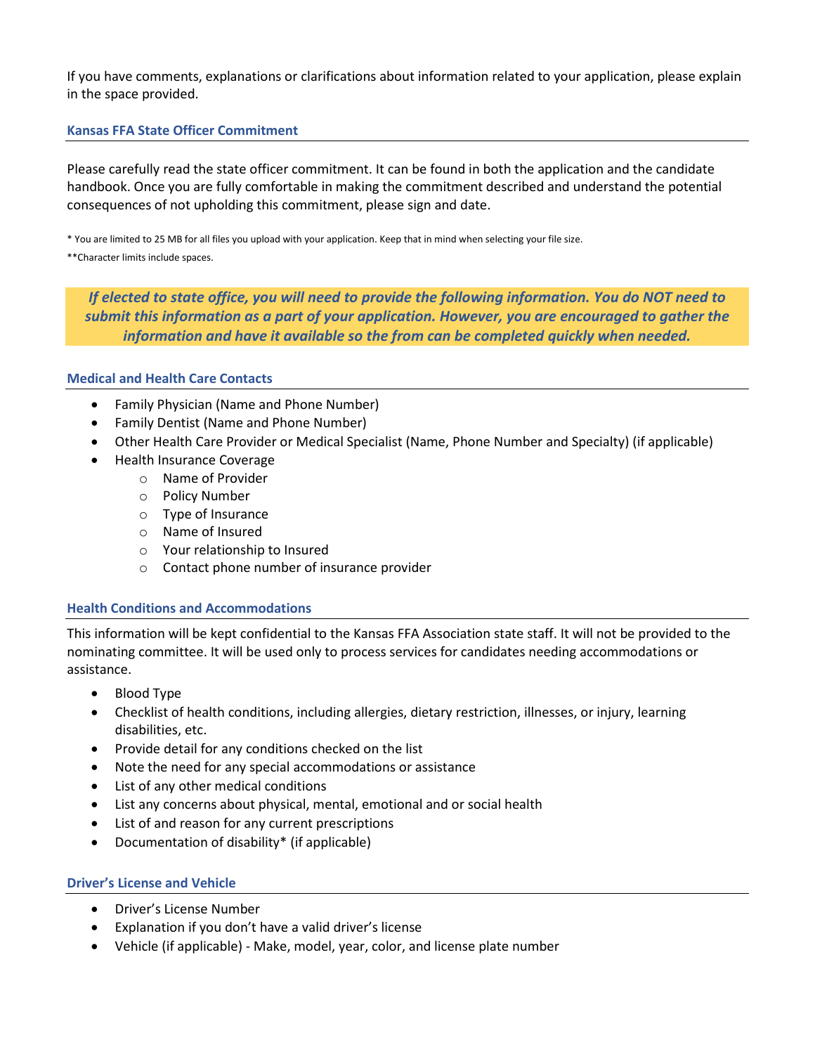If you have comments, explanations or clarifications about information related to your application, please explain in the space provided.

### Kansas FFA State Officer Commitment

Please carefully read the state officer commitment. It can be found in both the application and the candidate handbook. Once you are fully comfortable in making the commitment described and understand the potential consequences of not upholding this commitment, please sign and date.

* You are limited to 25 MB for all files you upload with your application. Keep that in mind when selecting your file size.

**Character limits include spaces.

***If elected to state office, you will need to provide the following information. You do NOT need to submit this information as a part of your application. However, you are encouraged to gather the information and have it available so the from can be completed quickly when needed.***

### Medical and Health Care Contacts

- Family Physician (Name and Phone Number)
- Family Dentist (Name and Phone Number)
- Other Health Care Provider or Medical Specialist (Name, Phone Number and Specialty) (if applicable)
- Health Insurance Coverage
  - Name of Provider
  - Policy Number
  - Type of Insurance
  - Name of Insured
  - Your relationship to Insured
  - Contact phone number of insurance provider

### Health Conditions and Accommodations

This information will be kept confidential to the Kansas FFA Association state staff. It will not be provided to the nominating committee. It will be used only to process services for candidates needing accommodations or assistance.

- Blood Type
- Checklist of health conditions, including allergies, dietary restriction, illnesses, or injury, learning disabilities, etc.
- Provide detail for any conditions checked on the list
- Note the need for any special accommodations or assistance
- List of any other medical conditions
- List any concerns about physical, mental, emotional and or social health
- List of and reason for any current prescriptions
- Documentation of disability* (if applicable)

### Driver's License and Vehicle

- Driver's License Number
- Explanation if you don't have a valid driver's license
- Vehicle (if applicable) - Make, model, year, color, and license plate number